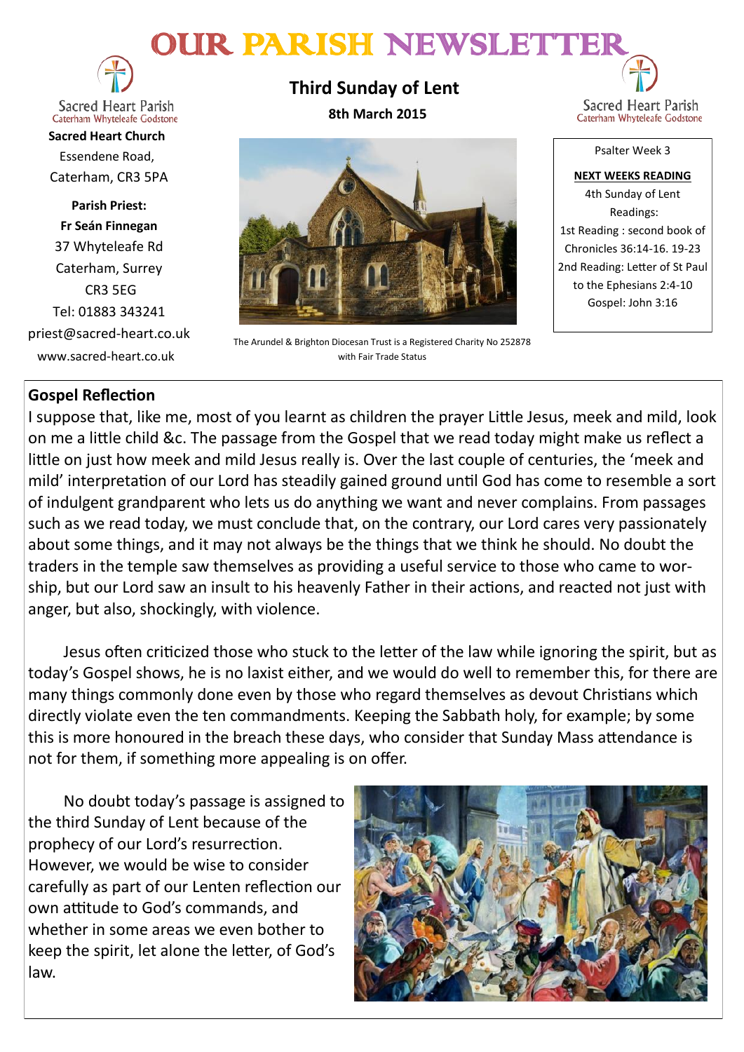# OUR PARISH NEWSLETTER

Sacred Heart Parish
Caterham Whyteleafe Godstone

**Sacred Heart Church**
Essendene Road,
Caterham, CR3 5PA

**Parish Priest:**
**Fr Seán Finnegan**
37 Whyteleafe Rd
Caterham, Surrey
CR3 5EG
Tel: 01883 343241
priest@sacred-heart.co.uk
www.sacred-heart.co.uk

## Third Sunday of Lent

**8th March 2015**

The Arundel & Brighton Diocesan Trust is a Registered Charity No 252878 with Fair Trade Status

Psalter Week 3

**NEXT WEEKS READING**

4th Sunday of Lent
Readings:
1st Reading : second book of Chronicles 36:14-16. 19-23
2nd Reading: Letter of St Paul to the Ephesians 2:4-10
Gospel: John 3:16

## Gospel Reflection

I suppose that, like me, most of you learnt as children the prayer Little Jesus, meek and mild, look on me a little child &c. The passage from the Gospel that we read today might make us reflect a little on just how meek and mild Jesus really is. Over the last couple of centuries, the 'meek and mild' interpretation of our Lord has steadily gained ground until God has come to resemble a sort of indulgent grandparent who lets us do anything we want and never complains. From passages such as we read today, we must conclude that, on the contrary, our Lord cares very passionately about some things, and it may not always be the things that we think he should. No doubt the traders in the temple saw themselves as providing a useful service to those who came to worship, but our Lord saw an insult to his heavenly Father in their actions, and reacted not just with anger, but also, shockingly, with violence.

Jesus often criticized those who stuck to the letter of the law while ignoring the spirit, but as today's Gospel shows, he is no laxist either, and we would do well to remember this, for there are many things commonly done even by those who regard themselves as devout Christians which directly violate even the ten commandments. Keeping the Sabbath holy, for example; by some this is more honoured in the breach these days, who consider that Sunday Mass attendance is not for them, if something more appealing is on offer.

No doubt today's passage is assigned to the third Sunday of Lent because of the prophecy of our Lord's resurrection. However, we would be wise to consider carefully as part of our Lenten reflection our own attitude to God's commands, and whether in some areas we even bother to keep the spirit, let alone the letter, of God's law.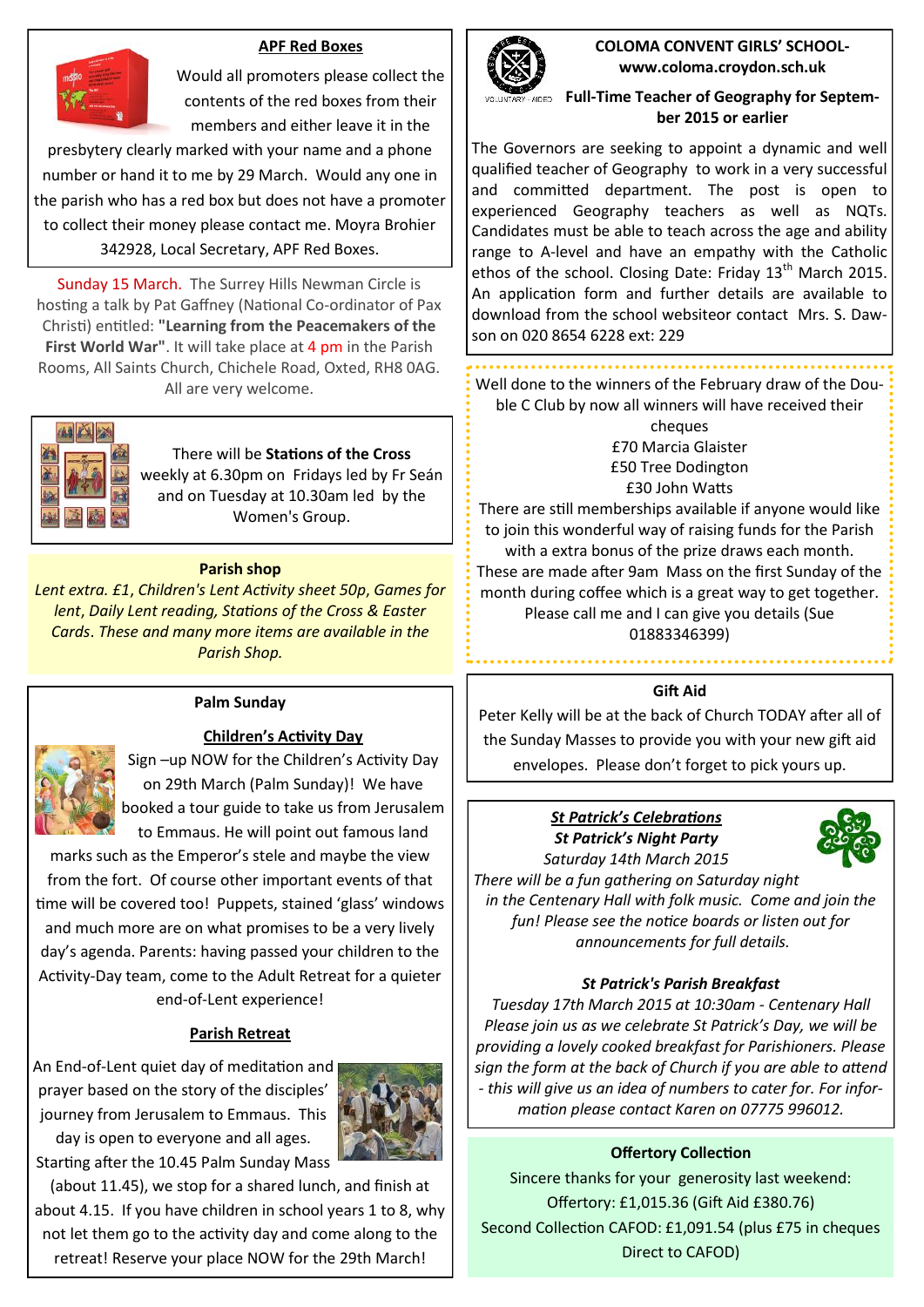## APF Red Boxes

Would all promoters please collect the contents of the red boxes from their members and either leave it in the presbytery clearly marked with your name and a phone number or hand it to me by 29 March. Would any one in the parish who has a red box but does not have a promoter to collect their money please contact me. Moyra Brohier 342928, Local Secretary, APF Red Boxes.

Sunday 15 March. The Surrey Hills Newman Circle is hosting a talk by Pat Gaffney (National Co-ordinator of Pax Christi) entitled: **"Learning from the Peacemakers of the First World War"**. It will take place at 4 pm in the Parish Rooms, All Saints Church, Chichele Road, Oxted, RH8 0AG. All are very welcome.

There will be **Stations of the Cross** weekly at 6.30pm on Fridays led by Fr Seán and on Tuesday at 10.30am led by the Women's Group.

**Parish shop**

*Lent extra. £1, Children's Lent Activity sheet 50p, Games for lent, Daily Lent reading, Stations of the Cross & Easter Cards. These and many more items are available in the Parish Shop.*

**Palm Sunday**

**Children's Activity Day**

Sign –up NOW for the Children's Activity Day on 29th March (Palm Sunday)! We have booked a tour guide to take us from Jerusalem to Emmaus. He will point out famous land marks such as the Emperor's stele and maybe the view from the fort. Of course other important events of that time will be covered too! Puppets, stained 'glass' windows and much more are on what promises to be a very lively day's agenda. Parents: having passed your children to the Activity-Day team, come to the Adult Retreat for a quieter end-of-Lent experience!

**Parish Retreat**

An End-of-Lent quiet day of meditation and prayer based on the story of the disciples' journey from Jerusalem to Emmaus. This day is open to everyone and all ages. Starting after the 10.45 Palm Sunday Mass (about 11.45), we stop for a shared lunch, and finish at about 4.15. If you have children in school years 1 to 8, why not let them go to the activity day and come along to the retreat! Reserve your place NOW for the 29th March!

**COLOMA CONVENT GIRLS' SCHOOL- www.coloma.croydon.sch.uk**

**Full-Time Teacher of Geography for September 2015 or earlier**

The Governors are seeking to appoint a dynamic and well qualified teacher of Geography to work in a very successful and committed department. The post is open to experienced Geography teachers as well as NQTs. Candidates must be able to teach across the age and ability range to A-level and have an empathy with the Catholic ethos of the school. Closing Date: Friday 13th March 2015. An application form and further details are available to download from the school websiteor contact Mrs. S. Dawson on 020 8654 6228 ext: 229

Well done to the winners of the February draw of the Double C Club by now all winners will have received their cheques

£70 Marcia Glaister
£50 Tree Dodington
£30 John Watts

There are still memberships available if anyone would like to join this wonderful way of raising funds for the Parish with a extra bonus of the prize draws each month. These are made after 9am Mass on the first Sunday of the month during coffee which is a great way to get together. Please call me and I can give you details (Sue 01883346399)

**Gift Aid**

Peter Kelly will be at the back of Church TODAY after all of the Sunday Masses to provide you with your new gift aid envelopes. Please don't forget to pick yours up.

***St Patrick's Celebrations***

***St Patrick's Night Party***

*Saturday 14th March 2015*

*There will be a fun gathering on Saturday night in the Centenary Hall with folk music. Come and join the fun! Please see the notice boards or listen out for announcements for full details.*

***St Patrick's Parish Breakfast***

*Tuesday 17th March 2015 at 10:30am - Centenary Hall*

*Please join us as we celebrate St Patrick's Day, we will be providing a lovely cooked breakfast for Parishioners. Please sign the form at the back of Church if you are able to attend - this will give us an idea of numbers to cater for. For information please contact Karen on 07775 996012.*

**Offertory Collection**

Sincere thanks for your generosity last weekend:
Offertory: £1,015.36 (Gift Aid £380.76)
Second Collection CAFOD: £1,091.54 (plus £75 in cheques Direct to CAFOD)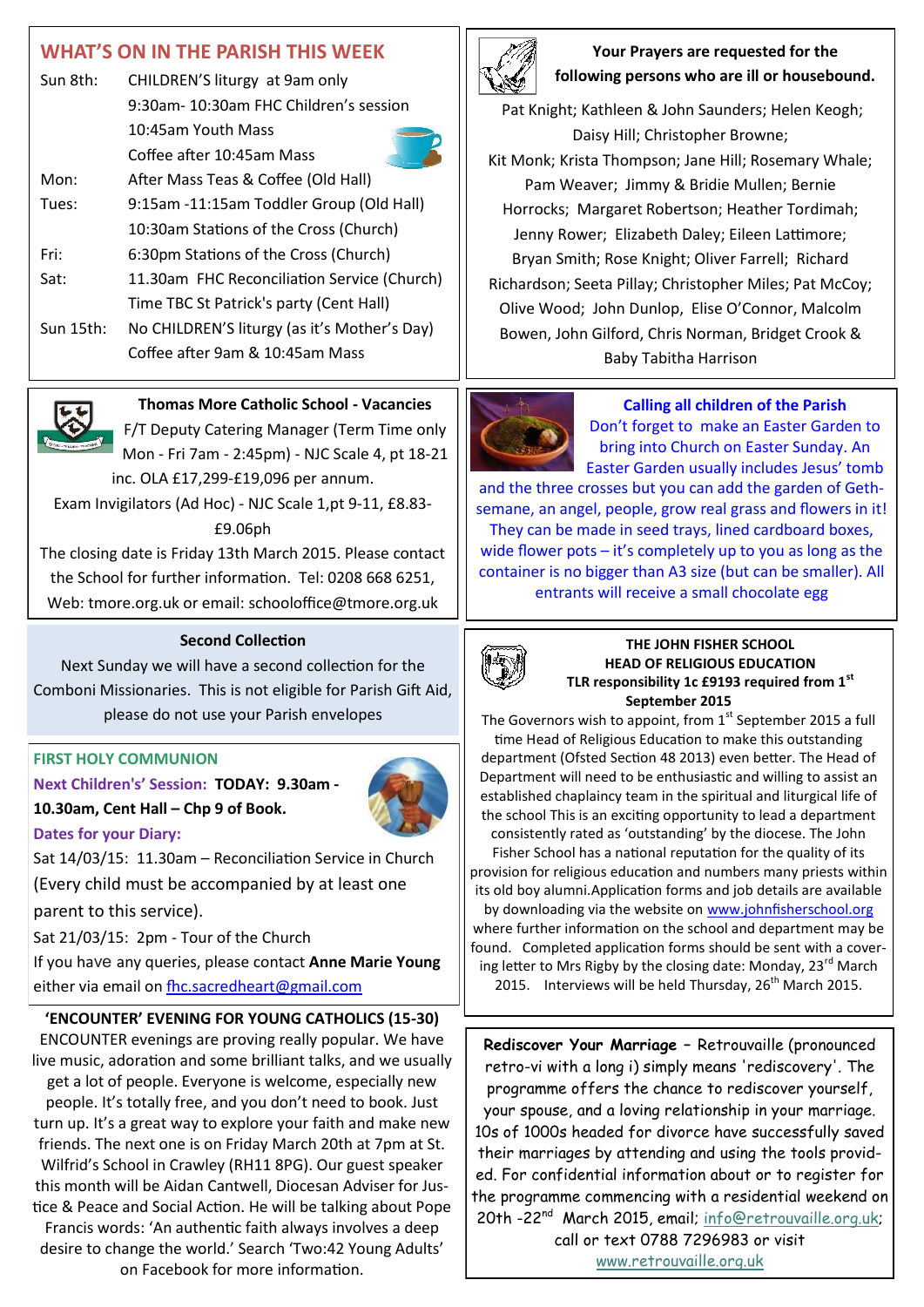## WHAT'S ON IN THE PARISH THIS WEEK

| | |
|---|---|
| Sun 8th: | CHILDREN'S liturgy at 9am only |
| | 9:30am- 10:30am FHC Children's session |
| | 10:45am Youth Mass |
| | Coffee after 10:45am Mass |
| Mon: | After Mass Teas & Coffee (Old Hall) |
| Tues: | 9:15am -11:15am Toddler Group (Old Hall) |
| | 10:30am Stations of the Cross (Church) |
| Fri: | 6:30pm Stations of the Cross (Church) |
| Sat: | 11.30am FHC Reconciliation Service (Church) |
| | Time TBC St Patrick's party (Cent Hall) |
| Sun 15th: | No CHILDREN'S liturgy (as it's Mother's Day) |
| | Coffee after 9am & 10:45am Mass |

**Your Prayers are requested for the following persons who are ill or housebound.**

Pat Knight; Kathleen & John Saunders; Helen Keogh; Daisy Hill; Christopher Browne; Kit Monk; Krista Thompson; Jane Hill; Rosemary Whale; Pam Weaver; Jimmy & Bridie Mullen; Bernie Horrocks; Margaret Robertson; Heather Tordimah; Jenny Rower; Elizabeth Daley; Eileen Lattimore; Bryan Smith; Rose Knight; Oliver Farrell; Richard Richardson; Seeta Pillay; Christopher Miles; Pat McCoy; Olive Wood; John Dunlop, Elise O'Connor, Malcolm Bowen, John Gilford, Chris Norman, Bridget Crook & Baby Tabitha Harrison

**Thomas More Catholic School - Vacancies**

F/T Deputy Catering Manager (Term Time only Mon - Fri 7am - 2:45pm) - NJC Scale 4, pt 18-21 inc. OLA £17,299-£19,096 per annum.

Exam Invigilators (Ad Hoc) - NJC Scale 1,pt 9-11, £8.83-£9.06ph

The closing date is Friday 13th March 2015. Please contact the School for further information. Tel: 0208 668 6251, Web: tmore.org.uk or email: schooloffice@tmore.org.uk

**Calling all children of the Parish**

Don't forget to make an Easter Garden to bring into Church on Easter Sunday. An Easter Garden usually includes Jesus' tomb and the three crosses but you can add the garden of Gethsemane, an angel, people, grow real grass and flowers in it! They can be made in seed trays, lined cardboard boxes, wide flower pots – it's completely up to you as long as the container is no bigger than A3 size (but can be smaller). All entrants will receive a small chocolate egg

**Second Collection**

Next Sunday we will have a second collection for the Comboni Missionaries. This is not eligible for Parish Gift Aid, please do not use your Parish envelopes

**THE JOHN FISHER SCHOOL**
**HEAD OF RELIGIOUS EDUCATION**
**TLR responsibility 1c £9193 required from 1st September 2015**

The Governors wish to appoint, from 1st September 2015 a full time Head of Religious Education to make this outstanding department (Ofsted Section 48 2013) even better. The Head of Department will need to be enthusiastic and willing to assist an established chaplaincy team in the spiritual and liturgical life of the school This is an exciting opportunity to lead a department consistently rated as 'outstanding' by the diocese. The John Fisher School has a national reputation for the quality of its provision for religious education and numbers many priests within its old boy alumni.Application forms and job details are available by downloading via the website on www.johnfisherschool.org where further information on the school and department may be found. Completed application forms should be sent with a covering letter to Mrs Rigby by the closing date: Monday, 23rd March 2015. Interviews will be held Thursday, 26th March 2015.

**FIRST HOLY COMMUNION**

**Next Children's' Session: TODAY: 9.30am - 10.30am, Cent Hall – Chp 9 of Book.**

**Dates for your Diary:**

Sat 14/03/15: 11.30am – Reconciliation Service in Church (Every child must be accompanied by at least one parent to this service).

Sat 21/03/15: 2pm - Tour of the Church

If you have any queries, please contact **Anne Marie Young** either via email on fhc.sacredheart@gmail.com

**'ENCOUNTER' EVENING FOR YOUNG CATHOLICS (15-30)**

ENCOUNTER evenings are proving really popular. We have live music, adoration and some brilliant talks, and we usually get a lot of people. Everyone is welcome, especially new people. It's totally free, and you don't need to book. Just turn up. It's a great way to explore your faith and make new friends. The next one is on Friday March 20th at 7pm at St. Wilfrid's School in Crawley (RH11 8PG). Our guest speaker this month will be Aidan Cantwell, Diocesan Adviser for Justice & Peace and Social Action. He will be talking about Pope Francis words: 'An authentic faith always involves a deep desire to change the world.' Search 'Two:42 Young Adults' on Facebook for more information.

**Rediscover Your Marriage** – Retrouvaille (pronounced retro-vi with a long i) simply means 'rediscovery'. The programme offers the chance to rediscover yourself, your spouse, and a loving relationship in your marriage. 10s of 1000s headed for divorce have successfully saved their marriages by attending and using the tools provided. For confidential information about or to register for the programme commencing with a residential weekend on 20th -22nd March 2015, email; info@retrouvaille.org.uk; call or text 0788 7296983 or visit www.retrouvaille.org.uk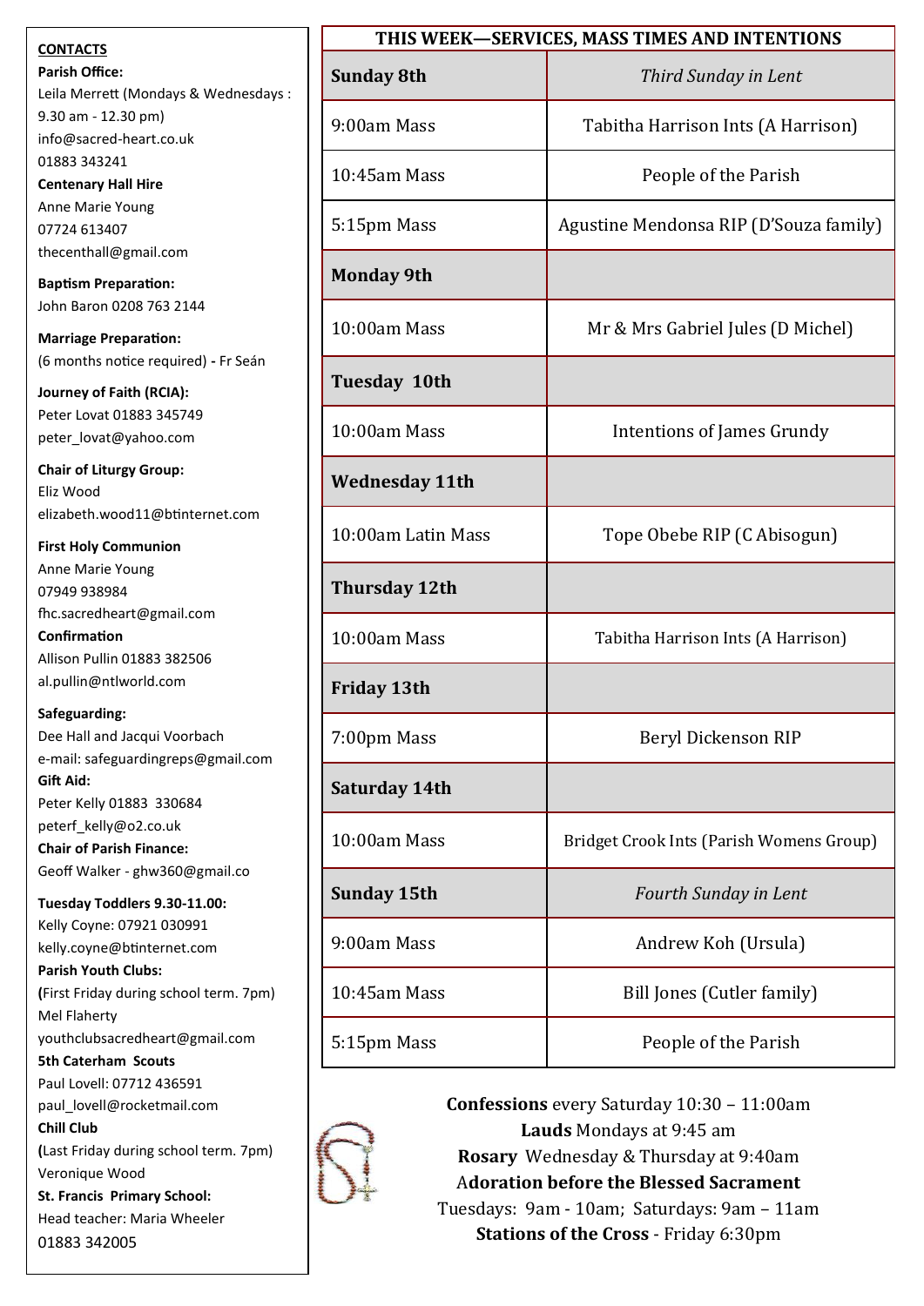## CONTACTS

**Parish Office:**
Leila Merrett (Mondays & Wednesdays : 9.30 am - 12.30 pm)
info@sacred-heart.co.uk
01883 343241

**Centenary Hall Hire**
Anne Marie Young
07724 613407
thecenthall@gmail.com

**Baptism Preparation:**
John Baron 0208 763 2144

**Marriage Preparation:**
(6 months notice required) **-** Fr Seán

**Journey of Faith (RCIA):**
Peter Lovat 01883 345749
peter_lovat@yahoo.com

**Chair of Liturgy Group:**
Eliz Wood
elizabeth.wood11@btinternet.com

**First Holy Communion**
Anne Marie Young
07949 938984
fhc.sacredheart@gmail.com

**Confirmation**
Allison Pullin 01883 382506
al.pullin@ntlworld.com

**Safeguarding:**
Dee Hall and Jacqui Voorbach
e-mail: safeguardingreps@gmail.com

**Gift Aid:**
Peter Kelly 01883 330684
peterf_kelly@o2.co.uk

**Chair of Parish Finance:**
Geoff Walker - ghw360@gmail.co

**Tuesday Toddlers 9.30-11.00:**
Kelly Coyne: 07921 030991
kelly.coyne@btinternet.com

**Parish Youth Clubs:**
**(**First Friday during school term. 7pm)
Mel Flaherty
youthclubsacredheart@gmail.com

**5th Caterham Scouts**
Paul Lovell: 07712 436591
paul_lovell@rocketmail.com

**Chill Club**
**(**Last Friday during school term. 7pm)
Veronique Wood

**St. Francis Primary School:**
Head teacher: Maria Wheeler
01883 342005

## THIS WEEK—SERVICES, MASS TIMES AND INTENTIONS

| | |
|---|---|
| **Sunday 8th** | *Third Sunday in Lent* |
| 9:00am Mass | Tabitha Harrison Ints (A Harrison) |
| 10:45am Mass | People of the Parish |
| 5:15pm Mass | Agustine Mendonsa RIP (D'Souza family) |
| **Monday 9th** | |
| 10:00am Mass | Mr & Mrs Gabriel Jules (D Michel) |
| **Tuesday 10th** | |
| 10:00am Mass | Intentions of James Grundy |
| **Wednesday 11th** | |
| 10:00am Latin Mass | Tope Obebe RIP (C Abisogun) |
| **Thursday 12th** | |
| 10:00am Mass | Tabitha Harrison Ints (A Harrison) |
| **Friday 13th** | |
| 7:00pm Mass | Beryl Dickenson RIP |
| **Saturday 14th** | |
| 10:00am Mass | Bridget Crook Ints (Parish Womens Group) |
| **Sunday 15th** | *Fourth Sunday in Lent* |
| 9:00am Mass | Andrew Koh (Ursula) |
| 10:45am Mass | Bill Jones (Cutler family) |
| 5:15pm Mass | People of the Parish |

**Confessions** every Saturday 10:30 – 11:00am
**Lauds** Mondays at 9:45 am
**Rosary** Wednesday & Thursday at 9:40am
A**doration before the Blessed Sacrament**
Tuesdays: 9am - 10am; Saturdays: 9am – 11am
**Stations of the Cross** - Friday 6:30pm